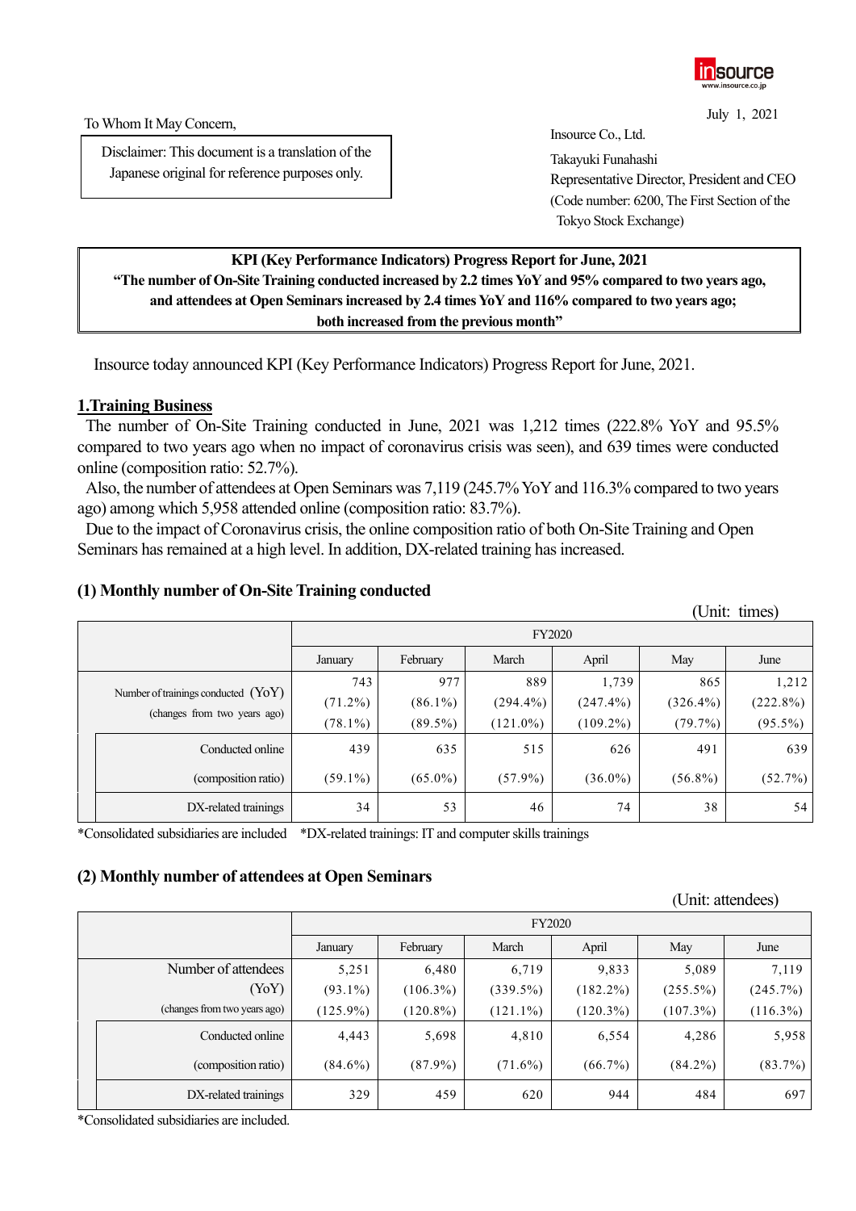To Whom It May Concern,

July 1, 2021

Disclaimer: This document is a translation of the Japanese original for reference purposes only.

Insource Co., Ltd.
Takayuki Funahashi
Representative Director, President and CEO
(Code number: 6200, The First Section of the Tokyo Stock Exchange)

**KPI (Key Performance Indicators) Progress Report for June, 2021**
**"The number of On-Site Training conducted increased by 2.2 times YoY and 95% compared to two years ago, and attendees at Open Seminars increased by 2.4 times YoY and 116% compared to two years ago; both increased from the previous month"**

Insource today announced KPI (Key Performance Indicators) Progress Report for June, 2021.

## 1.Training Business

The number of On-Site Training conducted in June, 2021 was 1,212 times (222.8% YoY and 95.5% compared to two years ago when no impact of coronavirus crisis was seen), and 639 times were conducted online (composition ratio: 52.7%).

Also, the number of attendees at Open Seminars was 7,119 (245.7% YoY and 116.3% compared to two years ago) among which 5,958 attended online (composition ratio: 83.7%).

Due to the impact of Coronavirus crisis, the online composition ratio of both On-Site Training and Open Seminars has remained at a high level. In addition, DX-related training has increased.

### (1) Monthly number of On-Site Training conducted

(Unit: times)

| | FY2020 | | | | | |
|---|---|---|---|---|---|---|
| | January | February | March | April | May | June |
| Number of trainings conducted (YoY) (changes from two years ago) | 743 (71.2%) (78.1%) | 977 (86.1%) (89.5%) | 889 (294.4%) (121.0%) | 1,739 (247.4%) (109.2%) | 865 (326.4%) (79.7%) | 1,212 (222.8%) (95.5%) |
| Conducted online (composition ratio) | 439 (59.1%) | 635 (65.0%) | 515 (57.9%) | 626 (36.0%) | 491 (56.8%) | 639 (52.7%) |
| DX-related trainings | 34 | 53 | 46 | 74 | 38 | 54 |

*Consolidated subsidiaries are included *DX-related trainings: IT and computer skills trainings

### (2) Monthly number of attendees at Open Seminars

(Unit: attendees)

| | FY2020 | | | | | |
|---|---|---|---|---|---|---|
| | January | February | March | April | May | June |
| Number of attendees (YoY) (changes from two years ago) | 5,251 (93.1%) (125.9%) | 6,480 (106.3%) (120.8%) | 6,719 (339.5%) (121.1%) | 9,833 (182.2%) (120.3%) | 5,089 (255.5%) (107.3%) | 7,119 (245.7%) (116.3%) |
| Conducted online (composition ratio) | 4,443 (84.6%) | 5,698 (87.9%) | 4,810 (71.6%) | 6,554 (66.7%) | 4,286 (84.2%) | 5,958 (83.7%) |
| DX-related trainings | 329 | 459 | 620 | 944 | 484 | 697 |

*Consolidated subsidiaries are included.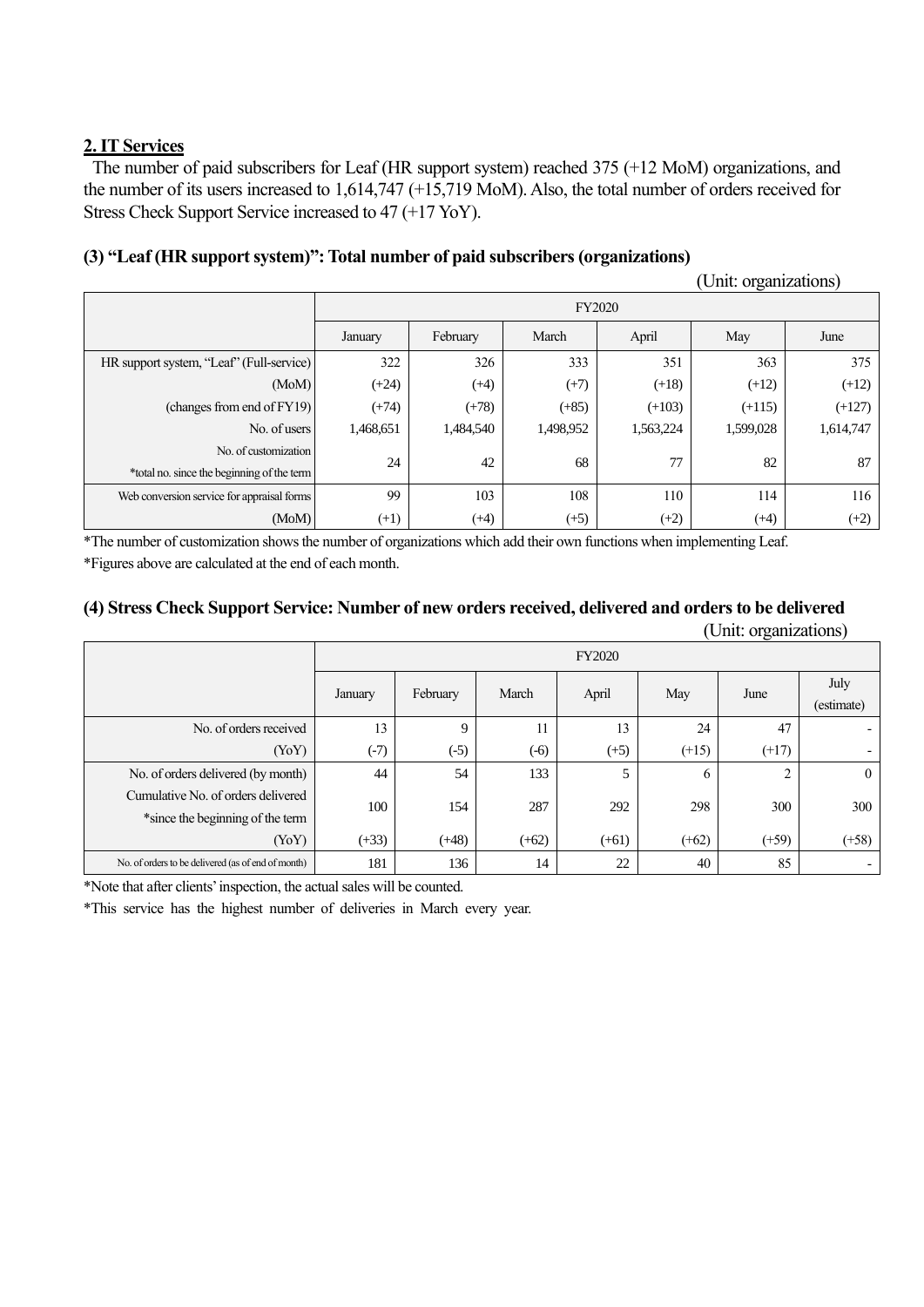## 2. IT Services

The number of paid subscribers for Leaf (HR support system) reached 375 (+12 MoM) organizations, and the number of its users increased to 1,614,747 (+15,719 MoM). Also, the total number of orders received for Stress Check Support Service increased to 47 (+17 YoY).

### (3) "Leaf (HR support system)": Total number of paid subscribers (organizations)

(Unit: organizations)

| | FY2020 | | | | | |
|---|---|---|---|---|---|---|
| | January | February | March | April | May | June |
| HR support system, "Leaf" (Full-service) | 322 | 326 | 333 | 351 | 363 | 375 |
| (MoM) | (+24) | (+4) | (+7) | (+18) | (+12) | (+12) |
| (changes from end of FY19) | (+74) | (+78) | (+85) | (+103) | (+115) | (+127) |
| No. of users | 1,468,651 | 1,484,540 | 1,498,952 | 1,563,224 | 1,599,028 | 1,614,747 |
| No. of customization *total no. since the beginning of the term | 24 | 42 | 68 | 77 | 82 | 87 |
| Web conversion service for appraisal forms | 99 | 103 | 108 | 110 | 114 | 116 |
| (MoM) | (+1) | (+4) | (+5) | (+2) | (+4) | (+2) |

*The number of customization shows the number of organizations which add their own functions when implementing Leaf.

*Figures above are calculated at the end of each month.

### (4) Stress Check Support Service: Number of new orders received, delivered and orders to be delivered

(Unit: organizations)

| | FY2020 | | | | | | |
|---|---|---|---|---|---|---|---|
| | January | February | March | April | May | June | July (estimate) |
| No. of orders received | 13 | 9 | 11 | 13 | 24 | 47 | - |
| (YoY) | (-7) | (-5) | (-6) | (+5) | (+15) | (+17) | - |
| No. of orders delivered (by month) | 44 | 54 | 133 | 5 | 6 | 2 | 0 |
| Cumulative No. of orders delivered *since the beginning of the term | 100 | 154 | 287 | 292 | 298 | 300 | 300 |
| (YoY) | (+33) | (+48) | (+62) | (+61) | (+62) | (+59) | (+58) |
| No. of orders to be delivered (as of end of month) | 181 | 136 | 14 | 22 | 40 | 85 | - |

*Note that after clients' inspection, the actual sales will be counted.

*This service has the highest number of deliveries in March every year.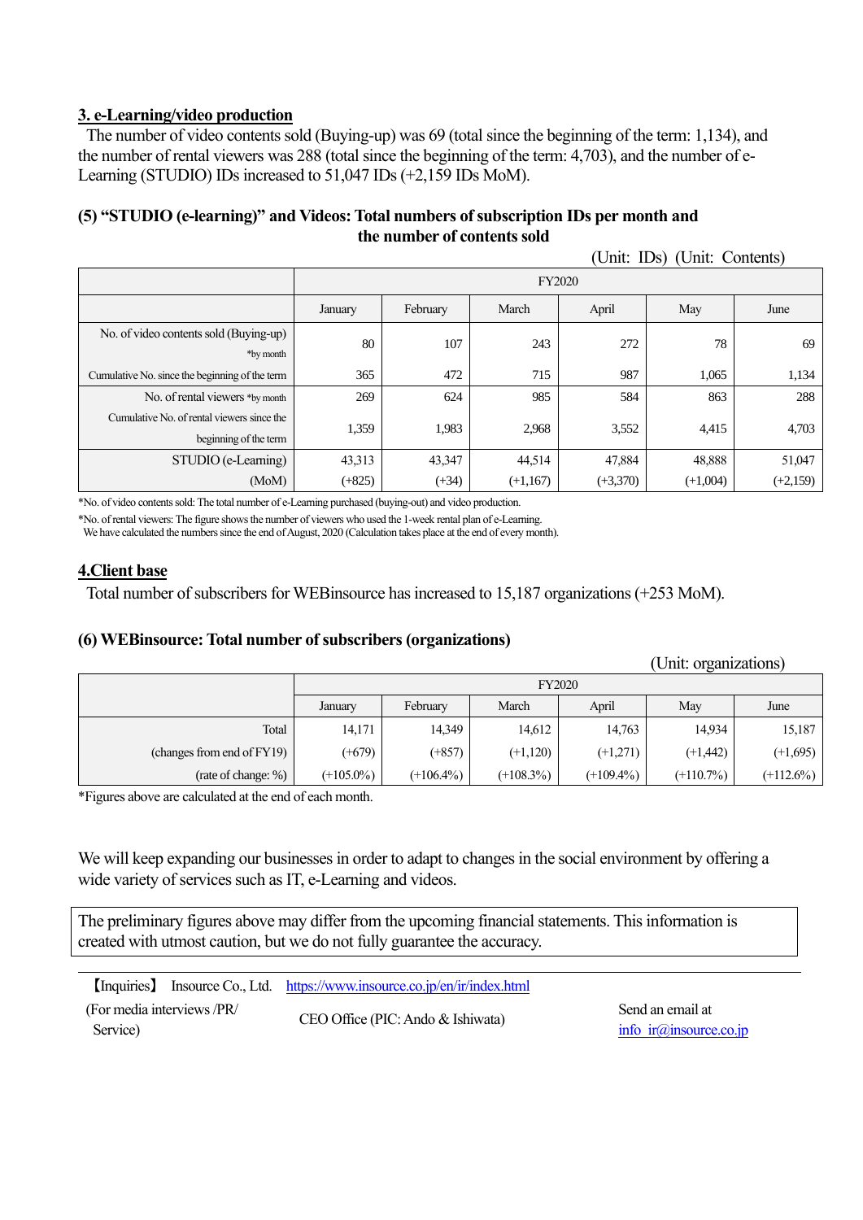### 3. e-Learning/video production

The number of video contents sold (Buying-up) was 69 (total since the beginning of the term: 1,134), and the number of rental viewers was 288 (total since the beginning of the term: 4,703), and the number of e-Learning (STUDIO) IDs increased to 51,047 IDs (+2,159 IDs MoM).

#### (5) "STUDIO (e-learning)" and Videos: Total numbers of subscription IDs per month and the number of contents sold

(Unit: IDs) (Unit: Contents)

| | FY2020 | | | | | |
|---|---|---|---|---|---|---|
| | January | February | March | April | May | June |
| No. of video contents sold (Buying-up) *by month | 80 | 107 | 243 | 272 | 78 | 69 |
| Cumulative No. since the beginning of the term | 365 | 472 | 715 | 987 | 1,065 | 1,134 |
| No. of rental viewers *by month | 269 | 624 | 985 | 584 | 863 | 288 |
| Cumulative No. of rental viewers since the beginning of the term | 1,359 | 1,983 | 2,968 | 3,552 | 4,415 | 4,703 |
| STUDIO (e-Learning) | 43,313 | 43,347 | 44,514 | 47,884 | 48,888 | 51,047 |
| (MoM) | (+825) | (+34) | (+1,167) | (+3,370) | (+1,004) | (+2,159) |

*No. of video contents sold: The total number of e-Learning purchased (buying-out) and video production.

*No. of rental viewers: The figure shows the number of viewers who used the 1-week rental plan of e-Learning. We have calculated the numbers since the end of August, 2020 (Calculation takes place at the end of every month).

### 4.Client base

Total number of subscribers for WEBinsource has increased to 15,187 organizations (+253 MoM).

#### (6) WEBinsource: Total number of subscribers (organizations)

(Unit: organizations)

| | FY2020 | | | | | |
|---|---|---|---|---|---|---|
| | January | February | March | April | May | June |
| Total | 14,171 | 14,349 | 14,612 | 14,763 | 14,934 | 15,187 |
| (changes from end of FY19) | (+679) | (+857) | (+1,120) | (+1,271) | (+1,442) | (+1,695) |
| (rate of change: %) | (+105.0%) | (+106.4%) | (+108.3%) | (+109.4%) | (+110.7%) | (+112.6%) |

*Figures above are calculated at the end of each month.

We will keep expanding our businesses in order to adapt to changes in the social environment by offering a wide variety of services such as IT, e-Learning and videos.

The preliminary figures above may differ from the upcoming financial statements. This information is created with utmost caution, but we do not fully guarantee the accuracy.

【Inquiries】 Insource Co., Ltd. https://www.insource.co.jp/en/ir/index.html

(For media interviews /PR/ Service) CEO Office (PIC: Ando & Ishiwata) Send an email at info_ir@insource.co.jp